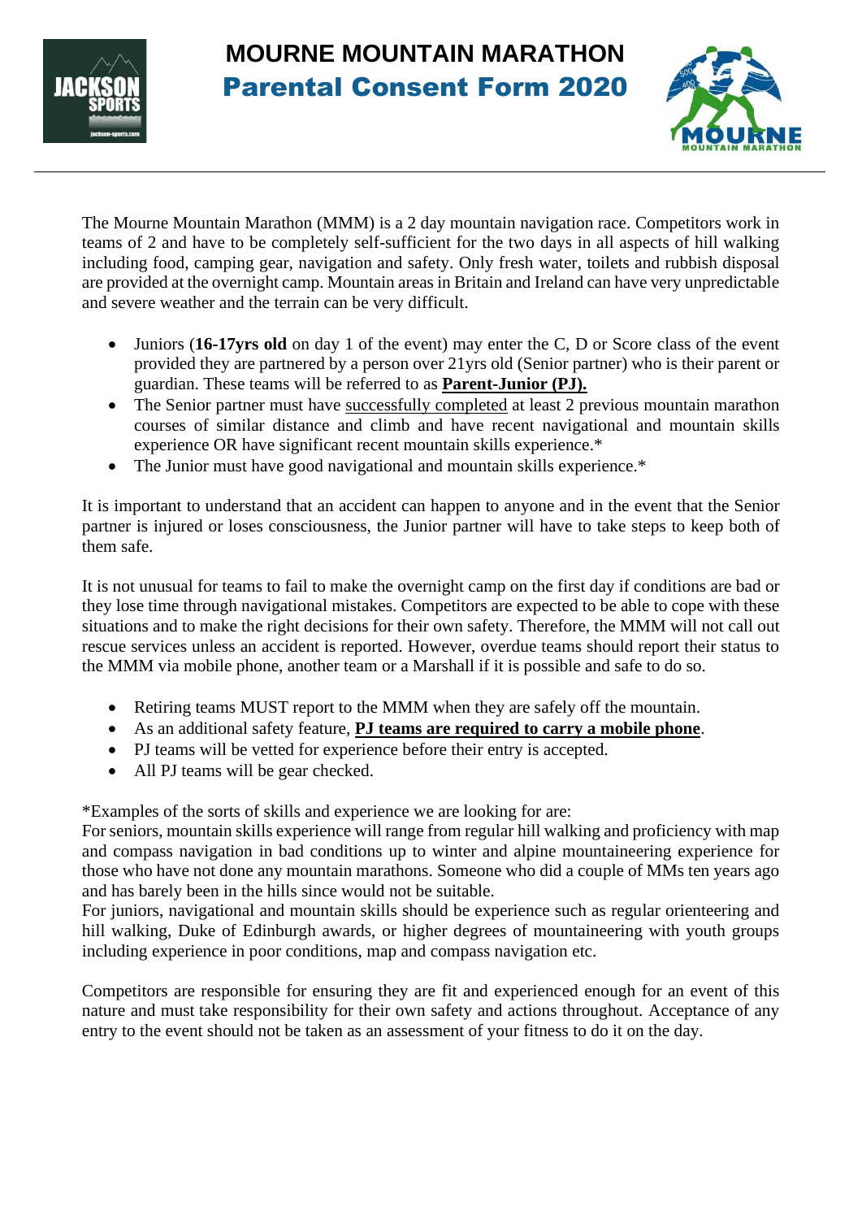# MOURNE MOUNTAIN MARATHON

## Parental Consent Form 2020

The Mourne Mountain Marathon (MMM) is a 2 day mountain navigation race. Competitors work in teams of 2 and have to be completely self-sufficient for the two days in all aspects of hill walking including food, camping gear, navigation and safety. Only fresh water, toilets and rubbish disposal are provided at the overnight camp. Mountain areas in Britain and Ireland can have very unpredictable and severe weather and the terrain can be very difficult.

- Juniors (**16-17yrs old** on day 1 of the event) may enter the C, D or Score class of the event provided they are partnered by a person over 21yrs old (Senior partner) who is their parent or guardian. These teams will be referred to as **Parent-Junior (PJ).**
- The Senior partner must have successfully completed at least 2 previous mountain marathon courses of similar distance and climb and have recent navigational and mountain skills experience OR have significant recent mountain skills experience.*
- The Junior must have good navigational and mountain skills experience.*

It is important to understand that an accident can happen to anyone and in the event that the Senior partner is injured or loses consciousness, the Junior partner will have to take steps to keep both of them safe.

It is not unusual for teams to fail to make the overnight camp on the first day if conditions are bad or they lose time through navigational mistakes. Competitors are expected to be able to cope with these situations and to make the right decisions for their own safety. Therefore, the MMM will not call out rescue services unless an accident is reported. However, overdue teams should report their status to the MMM via mobile phone, another team or a Marshall if it is possible and safe to do so.

- Retiring teams MUST report to the MMM when they are safely off the mountain.
- As an additional safety feature, **PJ teams are required to carry a mobile phone**.
- PJ teams will be vetted for experience before their entry is accepted.
- All PJ teams will be gear checked.

*Examples of the sorts of skills and experience we are looking for are:
For seniors, mountain skills experience will range from regular hill walking and proficiency with map and compass navigation in bad conditions up to winter and alpine mountaineering experience for those who have not done any mountain marathons. Someone who did a couple of MMs ten years ago and has barely been in the hills since would not be suitable.
For juniors, navigational and mountain skills should be experience such as regular orienteering and hill walking, Duke of Edinburgh awards, or higher degrees of mountaineering with youth groups including experience in poor conditions, map and compass navigation etc.

Competitors are responsible for ensuring they are fit and experienced enough for an event of this nature and must take responsibility for their own safety and actions throughout. Acceptance of any entry to the event should not be taken as an assessment of your fitness to do it on the day.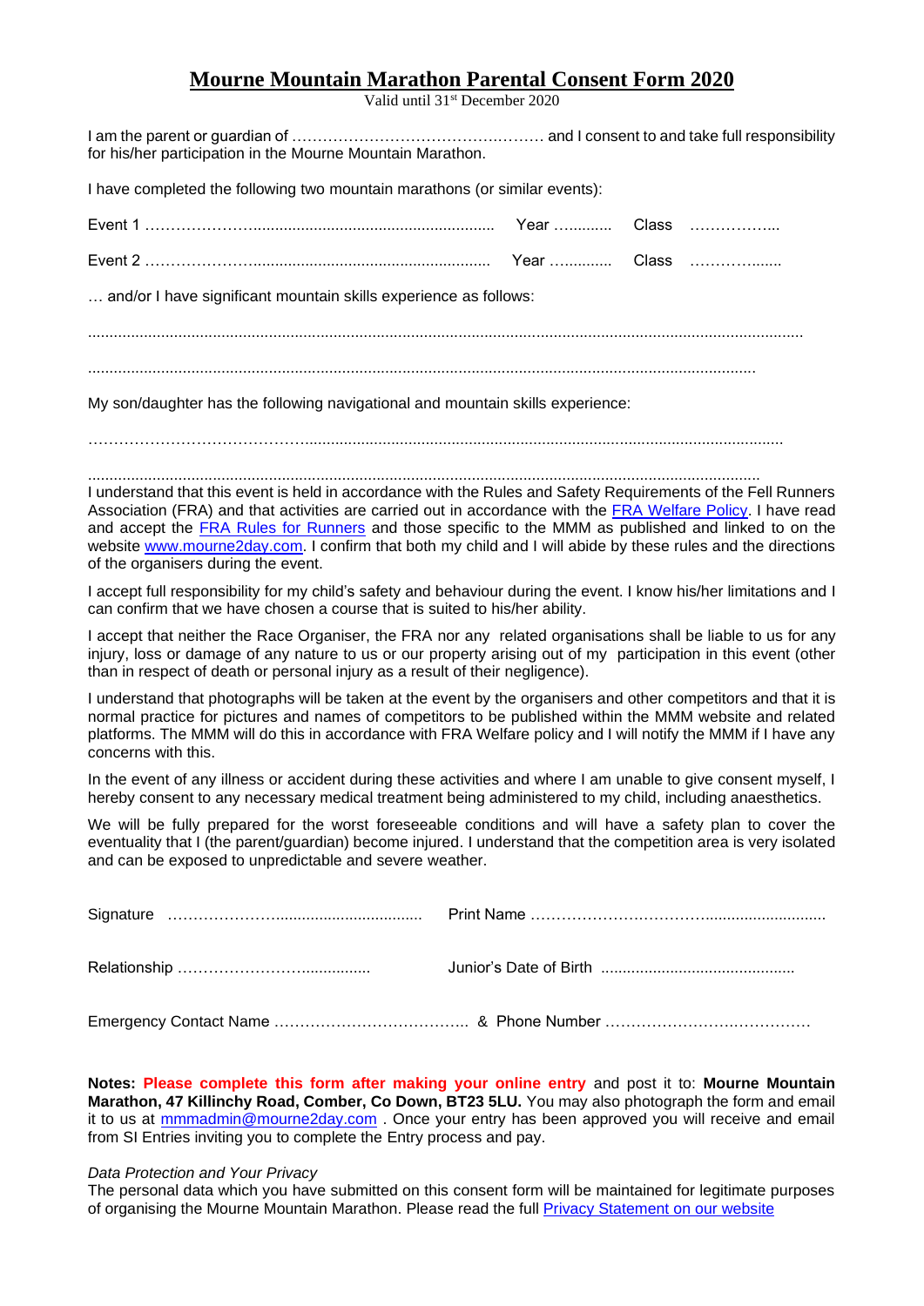# Mourne Mountain Marathon Parental Consent Form 2020

Valid until 31st December 2020

I am the parent or guardian of ………………………………….……… and I consent to and take full responsibility for his/her participation in the Mourne Mountain Marathon.

I have completed the following two mountain marathons (or similar events):

Event 1 ……………………....................................................... Year …......... Class ……………...

Event 2 ……………………...................................................... Year …........... Class ……….........

… and/or I have significant mountain skills experience as follows:

....................................................................................................................................................

.............................................................................................................................................

My son/daughter has the following navigational and mountain skills experience:

……………………………………...................................................................................................

.............................................................................................................................................

I understand that this event is held in accordance with the Rules and Safety Requirements of the Fell Runners Association (FRA) and that activities are carried out in accordance with the FRA Welfare Policy. I have read and accept the FRA Rules for Runners and those specific to the MMM as published and linked to on the website www.mourne2day.com. I confirm that both my child and I will abide by these rules and the directions of the organisers during the event.

I accept full responsibility for my child's safety and behaviour during the event. I know his/her limitations and I can confirm that we have chosen a course that is suited to his/her ability.

I accept that neither the Race Organiser, the FRA nor any related organisations shall be liable to us for any injury, loss or damage of any nature to us or our property arising out of my participation in this event (other than in respect of death or personal injury as a result of their negligence).

I understand that photographs will be taken at the event by the organisers and other competitors and that it is normal practice for pictures and names of competitors to be published within the MMM website and related platforms. The MMM will do this in accordance with FRA Welfare policy and I will notify the MMM if I have any concerns with this.

In the event of any illness or accident during these activities and where I am unable to give consent myself, I hereby consent to any necessary medical treatment being administered to my child, including anaesthetics.

We will be fully prepared for the worst foreseeable conditions and will have a safety plan to cover the eventuality that I (the parent/guardian) become injured. I understand that the competition area is very isolated and can be exposed to unpredictable and severe weather.

Signature ………………….................................. Print Name ……………………………...........................

Relationship …………………….............. Junior's Date of Birth ............................................

Emergency Contact Name ……………………………….. & Phone Number ……………………….……………

**Notes:** **Please complete this form after making your online entry** and post it to: **Mourne Mountain Marathon, 47 Killinchy Road, Comber, Co Down, BT23 5LU.** You may also photograph the form and email it to us at mmmadmin@mourne2day.com . Once your entry has been approved you will receive and email from SI Entries inviting you to complete the Entry process and pay.

*Data Protection and Your Privacy*

The personal data which you have submitted on this consent form will be maintained for legitimate purposes of organising the Mourne Mountain Marathon. Please read the full Privacy Statement on our website